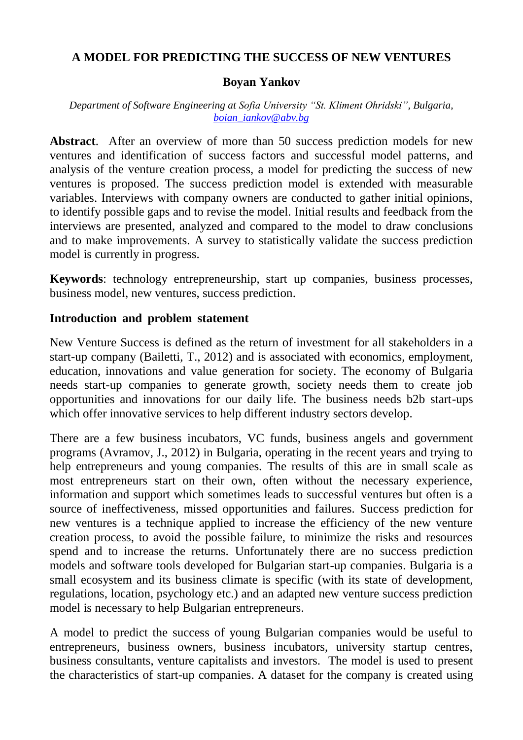# A MODEL FOR PREDICTING THE SUCCESS OF NEW VENTURES

**Boyan Yankov**

*Department of Software Engineering at Sofia University "St. Kliment Ohridski", Bulgaria,* boian_iankov@abv.bg

**Abstract**. After an overview of more than 50 success prediction models for new ventures and identification of success factors and successful model patterns, and analysis of the venture creation process, a model for predicting the success of new ventures is proposed. The success prediction model is extended with measurable variables. Interviews with company owners are conducted to gather initial opinions, to identify possible gaps and to revise the model. Initial results and feedback from the interviews are presented, analyzed and compared to the model to draw conclusions and to make improvements. A survey to statistically validate the success prediction model is currently in progress.

**Keywords**: technology entrepreneurship, start up companies, business processes, business model, new ventures, success prediction.

## Introduction and problem statement

New Venture Success is defined as the return of investment for all stakeholders in a start-up company (Bailetti, T., 2012) and is associated with economics, employment, education, innovations and value generation for society. The economy of Bulgaria needs start-up companies to generate growth, society needs them to create job opportunities and innovations for our daily life. The business needs b2b start-ups which offer innovative services to help different industry sectors develop.

There are a few business incubators, VC funds, business angels and government programs (Avramov, J., 2012) in Bulgaria, operating in the recent years and trying to help entrepreneurs and young companies. The results of this are in small scale as most entrepreneurs start on their own, often without the necessary experience, information and support which sometimes leads to successful ventures but often is a source of ineffectiveness, missed opportunities and failures. Success prediction for new ventures is a technique applied to increase the efficiency of the new venture creation process, to avoid the possible failure, to minimize the risks and resources spend and to increase the returns. Unfortunately there are no success prediction models and software tools developed for Bulgarian start-up companies. Bulgaria is a small ecosystem and its business climate is specific (with its state of development, regulations, location, psychology etc.) and an adapted new venture success prediction model is necessary to help Bulgarian entrepreneurs.

A model to predict the success of young Bulgarian companies would be useful to entrepreneurs, business owners, business incubators, university startup centres, business consultants, venture capitalists and investors. The model is used to present the characteristics of start-up companies. A dataset for the company is created using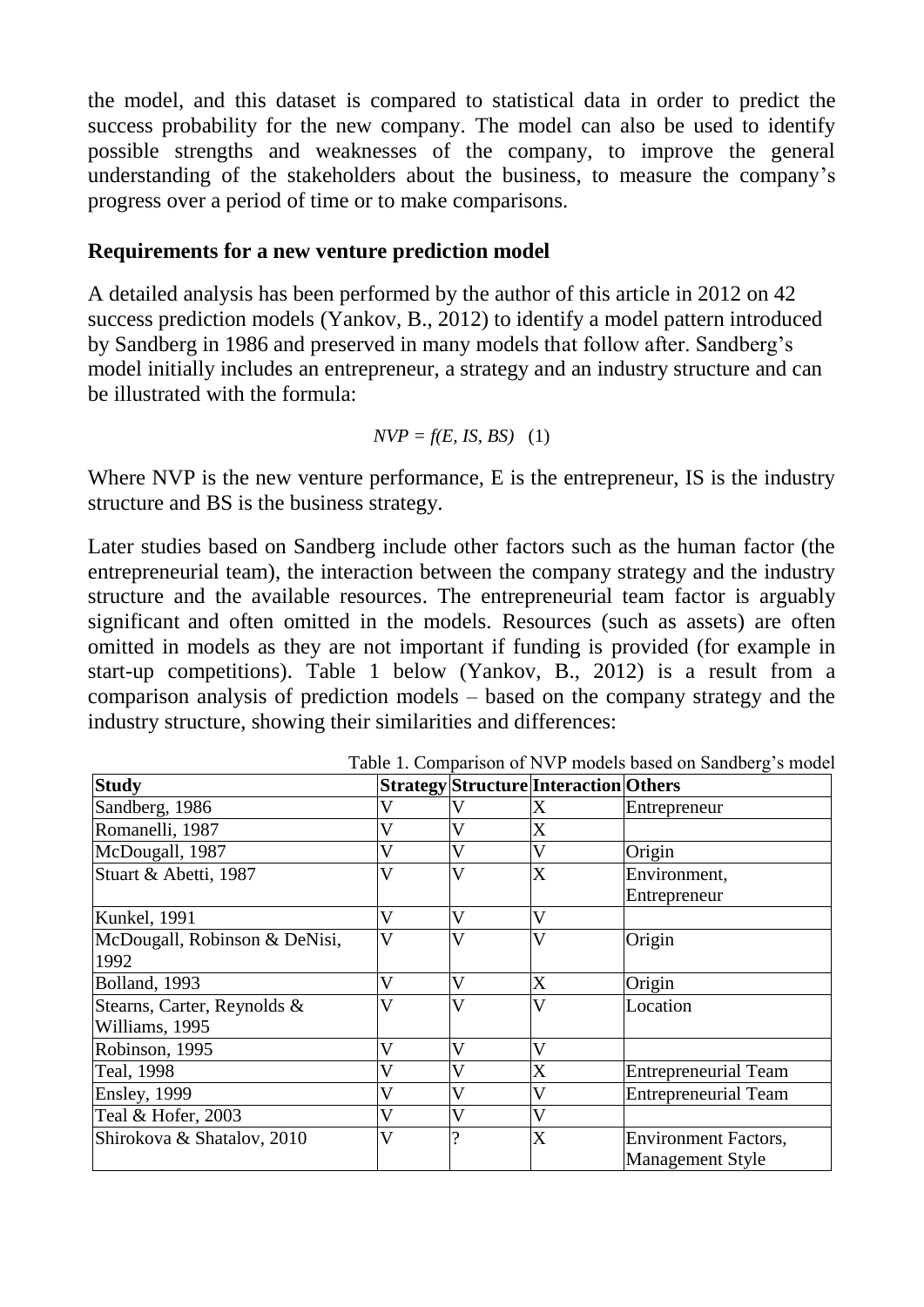the model, and this dataset is compared to statistical data in order to predict the success probability for the new company. The model can also be used to identify possible strengths and weaknesses of the company, to improve the general understanding of the stakeholders about the business, to measure the company's progress over a period of time or to make comparisons.

## Requirements for a new venture prediction model

A detailed analysis has been performed by the author of this article in 2012 on 42 success prediction models (Yankov, B., 2012) to identify a model pattern introduced by Sandberg in 1986 and preserved in many models that follow after. Sandberg's model initially includes an entrepreneur, a strategy and an industry structure and can be illustrated with the formula:

$$NVP = f(E, IS, BS) \quad (1)$$

Where NVP is the new venture performance, E is the entrepreneur, IS is the industry structure and BS is the business strategy.

Later studies based on Sandberg include other factors such as the human factor (the entrepreneurial team), the interaction between the company strategy and the industry structure and the available resources. The entrepreneurial team factor is arguably significant and often omitted in the models. Resources (such as assets) are often omitted in models as they are not important if funding is provided (for example in start-up competitions). Table 1 below (Yankov, B., 2012) is a result from a comparison analysis of prediction models – based on the company strategy and the industry structure, showing their similarities and differences:

Table 1. Comparison of NVP models based on Sandberg's model

| Study | Strategy | Structure | Interaction | Others |
|---|---|---|---|---|
| Sandberg, 1986 | V | V | X | Entrepreneur |
| Romanelli, 1987 | V | V | X | |
| McDougall, 1987 | V | V | V | Origin |
| Stuart & Abetti, 1987 | V | V | X | Environment, Entrepreneur |
| Kunkel, 1991 | V | V | V | |
| McDougall, Robinson & DeNisi, 1992 | V | V | V | Origin |
| Bolland, 1993 | V | V | X | Origin |
| Stearns, Carter, Reynolds & Williams, 1995 | V | V | V | Location |
| Robinson, 1995 | V | V | V | |
| Teal, 1998 | V | V | X | Entrepreneurial Team |
| Ensley, 1999 | V | V | V | Entrepreneurial Team |
| Teal & Hofer, 2003 | V | V | V | |
| Shirokova & Shatalov, 2010 | V | ? | X | Environment Factors, Management Style |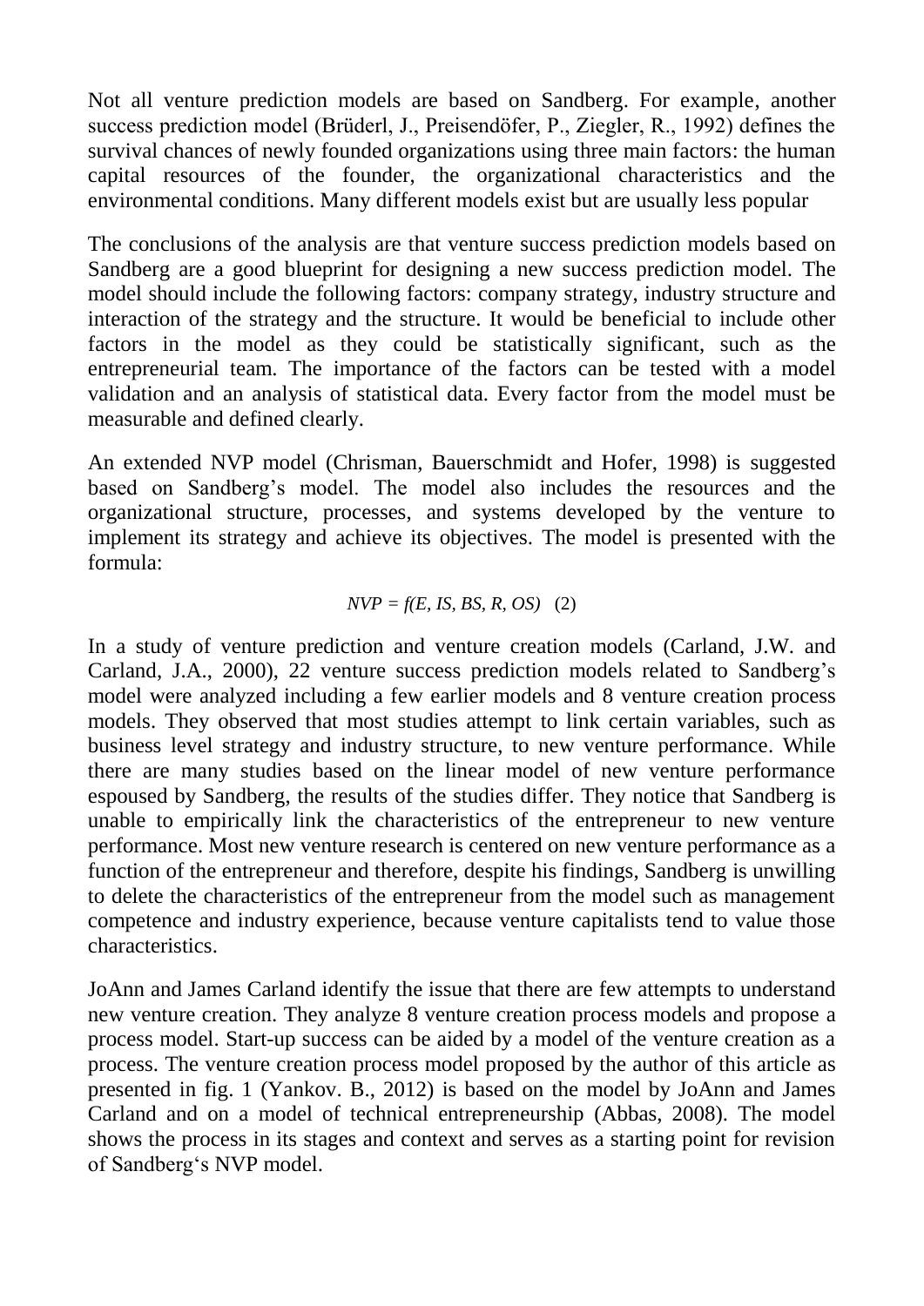Not all venture prediction models are based on Sandberg. For example, another success prediction model (Brüderl, J., Preisendöfer, P., Ziegler, R., 1992) defines the survival chances of newly founded organizations using three main factors: the human capital resources of the founder, the organizational characteristics and the environmental conditions. Many different models exist but are usually less popular

The conclusions of the analysis are that venture success prediction models based on Sandberg are a good blueprint for designing a new success prediction model. The model should include the following factors: company strategy, industry structure and interaction of the strategy and the structure. It would be beneficial to include other factors in the model as they could be statistically significant, such as the entrepreneurial team. The importance of the factors can be tested with a model validation and an analysis of statistical data. Every factor from the model must be measurable and defined clearly.

An extended NVP model (Chrisman, Bauerschmidt and Hofer, 1998) is suggested based on Sandberg's model. The model also includes the resources and the organizational structure, processes, and systems developed by the venture to implement its strategy and achieve its objectives. The model is presented with the formula:

$$NVP = f(E, IS, BS, R, OS) \quad (2)$$

In a study of venture prediction and venture creation models (Carland, J.W. and Carland, J.A., 2000), 22 venture success prediction models related to Sandberg's model were analyzed including a few earlier models and 8 venture creation process models. They observed that most studies attempt to link certain variables, such as business level strategy and industry structure, to new venture performance. While there are many studies based on the linear model of new venture performance espoused by Sandberg, the results of the studies differ. They notice that Sandberg is unable to empirically link the characteristics of the entrepreneur to new venture performance. Most new venture research is centered on new venture performance as a function of the entrepreneur and therefore, despite his findings, Sandberg is unwilling to delete the characteristics of the entrepreneur from the model such as management competence and industry experience, because venture capitalists tend to value those characteristics.

JoAnn and James Carland identify the issue that there are few attempts to understand new venture creation. They analyze 8 venture creation process models and propose a process model. Start-up success can be aided by a model of the venture creation as a process. The venture creation process model proposed by the author of this article as presented in fig. 1 (Yankov. B., 2012) is based on the model by JoAnn and James Carland and on a model of technical entrepreneurship (Abbas, 2008). The model shows the process in its stages and context and serves as a starting point for revision of Sandberg's NVP model.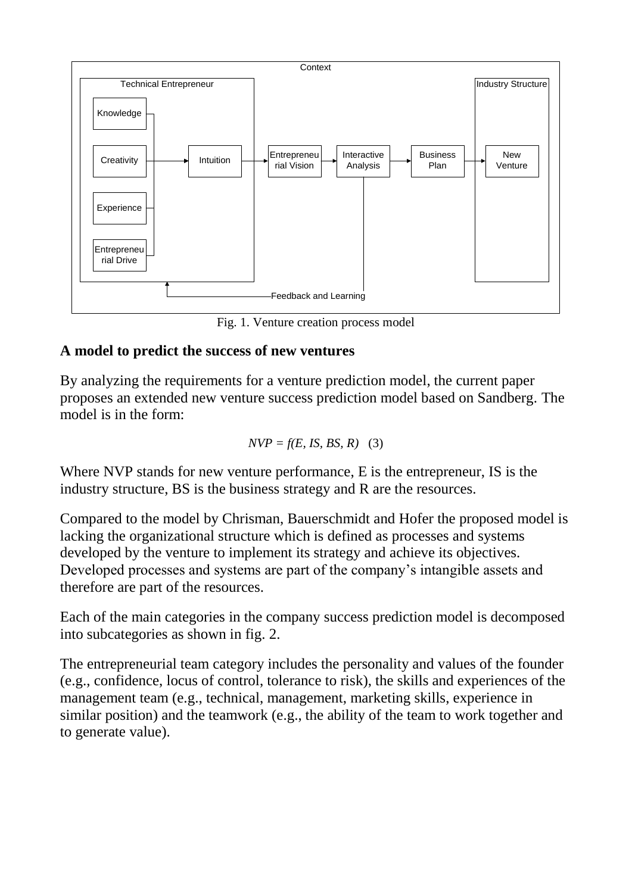Fig. 1. Venture creation process model

## A model to predict the success of new ventures

By analyzing the requirements for a venture prediction model, the current paper proposes an extended new venture success prediction model based on Sandberg. The model is in the form:

$$NVP = f(E, IS, BS, R) \quad (3)$$

Where NVP stands for new venture performance, E is the entrepreneur, IS is the industry structure, BS is the business strategy and R are the resources.

Compared to the model by Chrisman, Bauerschmidt and Hofer the proposed model is lacking the organizational structure which is defined as processes and systems developed by the venture to implement its strategy and achieve its objectives. Developed processes and systems are part of the company's intangible assets and therefore are part of the resources.

Each of the main categories in the company success prediction model is decomposed into subcategories as shown in fig. 2.

The entrepreneurial team category includes the personality and values of the founder (e.g., confidence, locus of control, tolerance to risk), the skills and experiences of the management team (e.g., technical, management, marketing skills, experience in similar position) and the teamwork (e.g., the ability of the team to work together and to generate value).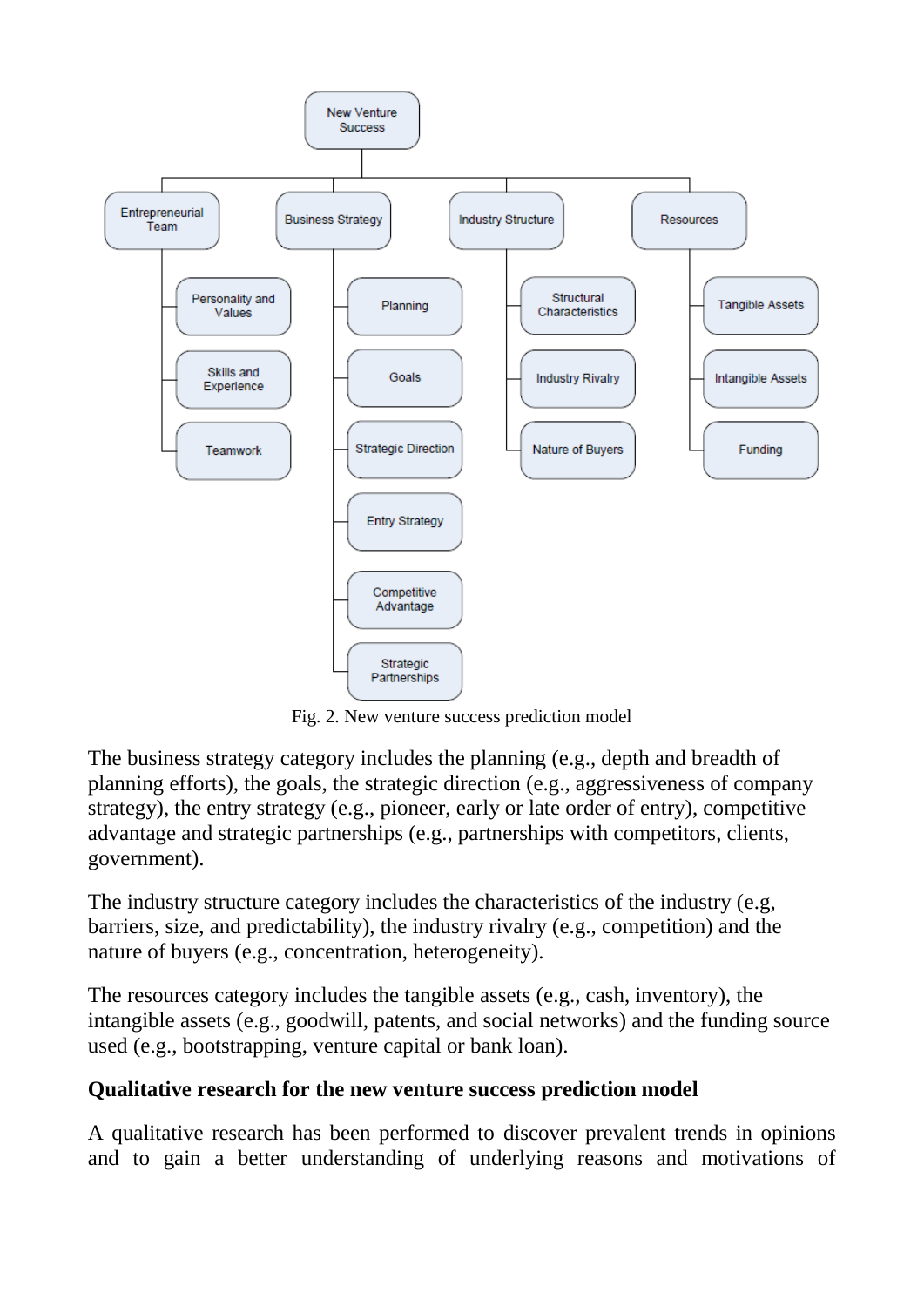New Venture Success

- Entrepreneurial Team
  - Personality and Values
  - Skills and Experience
  - Teamwork
- Business Strategy
  - Planning
  - Goals
  - Strategic Direction
  - Entry Strategy
  - Competitive Advantage
  - Strategic Partnerships
- Industry Structure
  - Structural Characteristics
  - Industry Rivalry
  - Nature of Buyers
- Resources
  - Tangible Assets
  - Intangible Assets
  - Funding

Fig. 2. New venture success prediction model

The business strategy category includes the planning (e.g., depth and breadth of planning efforts), the goals, the strategic direction (e.g., aggressiveness of company strategy), the entry strategy (e.g., pioneer, early or late order of entry), competitive advantage and strategic partnerships (e.g., partnerships with competitors, clients, government).

The industry structure category includes the characteristics of the industry (e.g, barriers, size, and predictability), the industry rivalry (e.g., competition) and the nature of buyers (e.g., concentration, heterogeneity).

The resources category includes the tangible assets (e.g., cash, inventory), the intangible assets (e.g., goodwill, patents, and social networks) and the funding source used (e.g., bootstrapping, venture capital or bank loan).

**Qualitative research for the new venture success prediction model**

A qualitative research has been performed to discover prevalent trends in opinions and to gain a better understanding of underlying reasons and motivations of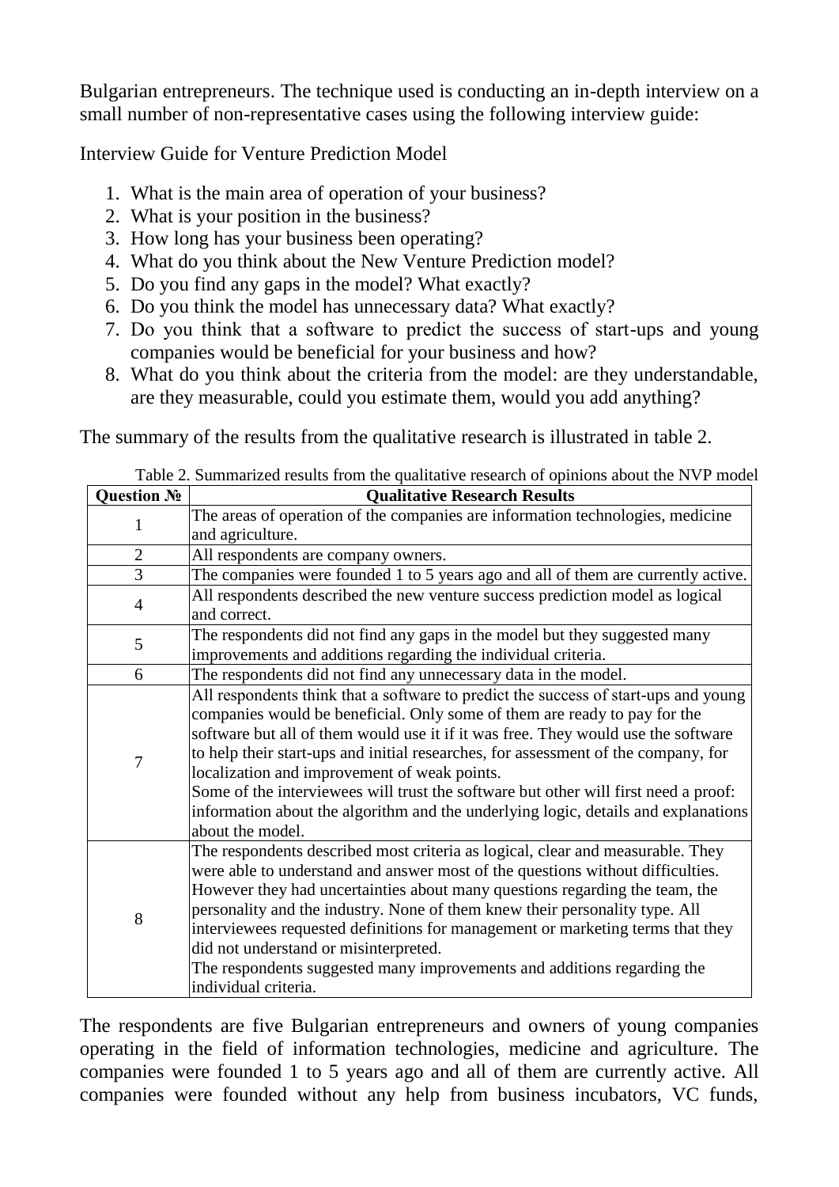Bulgarian entrepreneurs. The technique used is conducting an in-depth interview on a small number of non-representative cases using the following interview guide:

Interview Guide for Venture Prediction Model

1. What is the main area of operation of your business?
2. What is your position in the business?
3. How long has your business been operating?
4. What do you think about the New Venture Prediction model?
5. Do you find any gaps in the model? What exactly?
6. Do you think the model has unnecessary data? What exactly?
7. Do you think that a software to predict the success of start-ups and young companies would be beneficial for your business and how?
8. What do you think about the criteria from the model: are they understandable, are they measurable, could you estimate them, would you add anything?

The summary of the results from the qualitative research is illustrated in table 2.

Table 2. Summarized results from the qualitative research of opinions about the NVP model

| Question № | Qualitative Research Results |
|---|---|
| 1 | The areas of operation of the companies are information technologies, medicine and agriculture. |
| 2 | All respondents are company owners. |
| 3 | The companies were founded 1 to 5 years ago and all of them are currently active. |
| 4 | All respondents described the new venture success prediction model as logical and correct. |
| 5 | The respondents did not find any gaps in the model but they suggested many improvements and additions regarding the individual criteria. |
| 6 | The respondents did not find any unnecessary data in the model. |
| 7 | All respondents think that a software to predict the success of start-ups and young companies would be beneficial. Only some of them are ready to pay for the software but all of them would use it if it was free. They would use the software to help their start-ups and initial researches, for assessment of the company, for localization and improvement of weak points. Some of the interviewees will trust the software but other will first need a proof: information about the algorithm and the underlying logic, details and explanations about the model. |
| 8 | The respondents described most criteria as logical, clear and measurable. They were able to understand and answer most of the questions without difficulties. However they had uncertainties about many questions regarding the team, the personality and the industry. None of them knew their personality type. All interviewees requested definitions for management or marketing terms that they did not understand or misinterpreted. The respondents suggested many improvements and additions regarding the individual criteria. |

The respondents are five Bulgarian entrepreneurs and owners of young companies operating in the field of information technologies, medicine and agriculture. The companies were founded 1 to 5 years ago and all of them are currently active. All companies were founded without any help from business incubators, VC funds,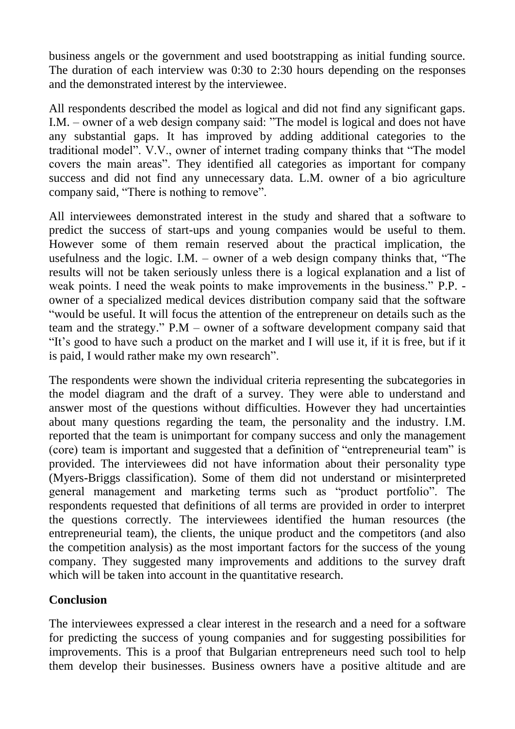business angels or the government and used bootstrapping as initial funding source. The duration of each interview was 0:30 to 2:30 hours depending on the responses and the demonstrated interest by the interviewee.

All respondents described the model as logical and did not find any significant gaps. I.M. – owner of a web design company said: "The model is logical and does not have any substantial gaps. It has improved by adding additional categories to the traditional model". V.V., owner of internet trading company thinks that "The model covers the main areas". They identified all categories as important for company success and did not find any unnecessary data. L.M. owner of a bio agriculture company said, "There is nothing to remove".

All interviewees demonstrated interest in the study and shared that a software to predict the success of start-ups and young companies would be useful to them. However some of them remain reserved about the practical implication, the usefulness and the logic. I.M. – owner of a web design company thinks that, "The results will not be taken seriously unless there is a logical explanation and a list of weak points. I need the weak points to make improvements in the business." P.P. - owner of a specialized medical devices distribution company said that the software "would be useful. It will focus the attention of the entrepreneur on details such as the team and the strategy." P.M – owner of a software development company said that "It's good to have such a product on the market and I will use it, if it is free, but if it is paid, I would rather make my own research".

The respondents were shown the individual criteria representing the subcategories in the model diagram and the draft of a survey. They were able to understand and answer most of the questions without difficulties. However they had uncertainties about many questions regarding the team, the personality and the industry. I.M. reported that the team is unimportant for company success and only the management (core) team is important and suggested that a definition of "entrepreneurial team" is provided. The interviewees did not have information about their personality type (Myers-Briggs classification). Some of them did not understand or misinterpreted general management and marketing terms such as "product portfolio". The respondents requested that definitions of all terms are provided in order to interpret the questions correctly. The interviewees identified the human resources (the entrepreneurial team), the clients, the unique product and the competitors (and also the competition analysis) as the most important factors for the success of the young company. They suggested many improvements and additions to the survey draft which will be taken into account in the quantitative research.

## Conclusion

The interviewees expressed a clear interest in the research and a need for a software for predicting the success of young companies and for suggesting possibilities for improvements. This is a proof that Bulgarian entrepreneurs need such tool to help them develop their businesses. Business owners have a positive altitude and are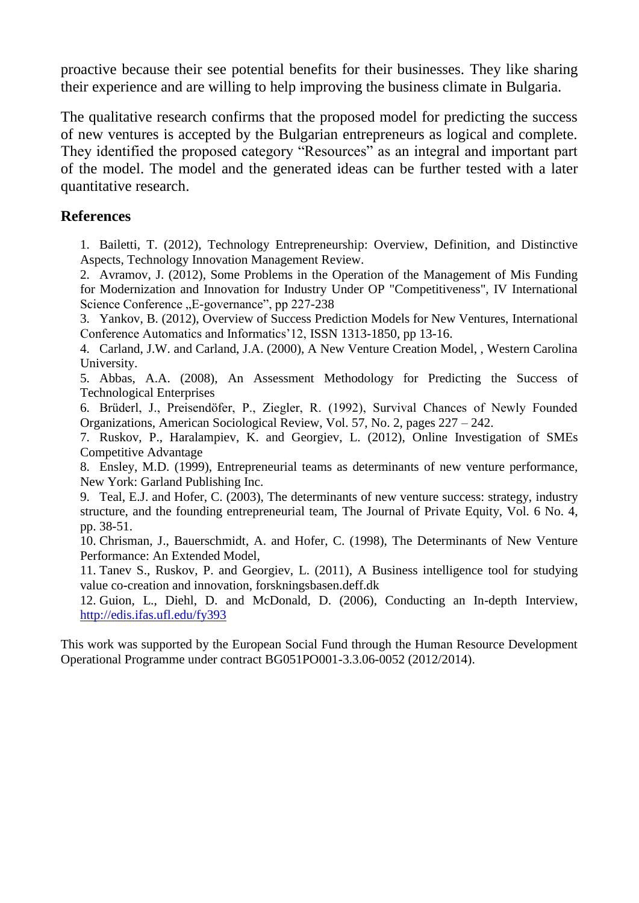proactive because their see potential benefits for their businesses. They like sharing their experience and are willing to help improving the business climate in Bulgaria.

The qualitative research confirms that the proposed model for predicting the success of new ventures is accepted by the Bulgarian entrepreneurs as logical and complete. They identified the proposed category "Resources" as an integral and important part of the model. The model and the generated ideas can be further tested with a later quantitative research.

## References

1. Bailetti, T. (2012), Technology Entrepreneurship: Overview, Definition, and Distinctive Aspects, Technology Innovation Management Review.
2. Avramov, J. (2012), Some Problems in the Operation of the Management of Mis Funding for Modernization and Innovation for Industry Under OP "Competitiveness", IV International Science Conference „E-governance", pp 227-238
3. Yankov, B. (2012), Overview of Success Prediction Models for New Ventures, International Conference Automatics and Informatics'12, ISSN 1313-1850, pp 13-16.
4. Carland, J.W. and Carland, J.A. (2000), A New Venture Creation Model, , Western Carolina University.
5. Abbas, A.A. (2008), An Assessment Methodology for Predicting the Success of Technological Enterprises
6. Brüderl, J., Preisendöfer, P., Ziegler, R. (1992), Survival Chances of Newly Founded Organizations, American Sociological Review, Vol. 57, No. 2, pages 227 – 242.
7. Ruskov, P., Haralampiev, K. and Georgiev, L. (2012), Online Investigation of SMEs Competitive Advantage
8. Ensley, M.D. (1999), Entrepreneurial teams as determinants of new venture performance, New York: Garland Publishing Inc.
9. Teal, E.J. and Hofer, C. (2003), The determinants of new venture success: strategy, industry structure, and the founding entrepreneurial team, The Journal of Private Equity, Vol. 6 No. 4, pp. 38-51.
10. Chrisman, J., Bauerschmidt, A. and Hofer, C. (1998), The Determinants of New Venture Performance: An Extended Model,
11. Tanev S., Ruskov, P. and Georgiev, L. (2011), A Business intelligence tool for studying value co-creation and innovation, forskningsbasen.deff.dk
12. Guion, L., Diehl, D. and McDonald, D. (2006), Conducting an In-depth Interview, http://edis.ifas.ufl.edu/fy393

This work was supported by the European Social Fund through the Human Resource Development Operational Programme under contract BG051PO001-3.3.06-0052 (2012/2014).